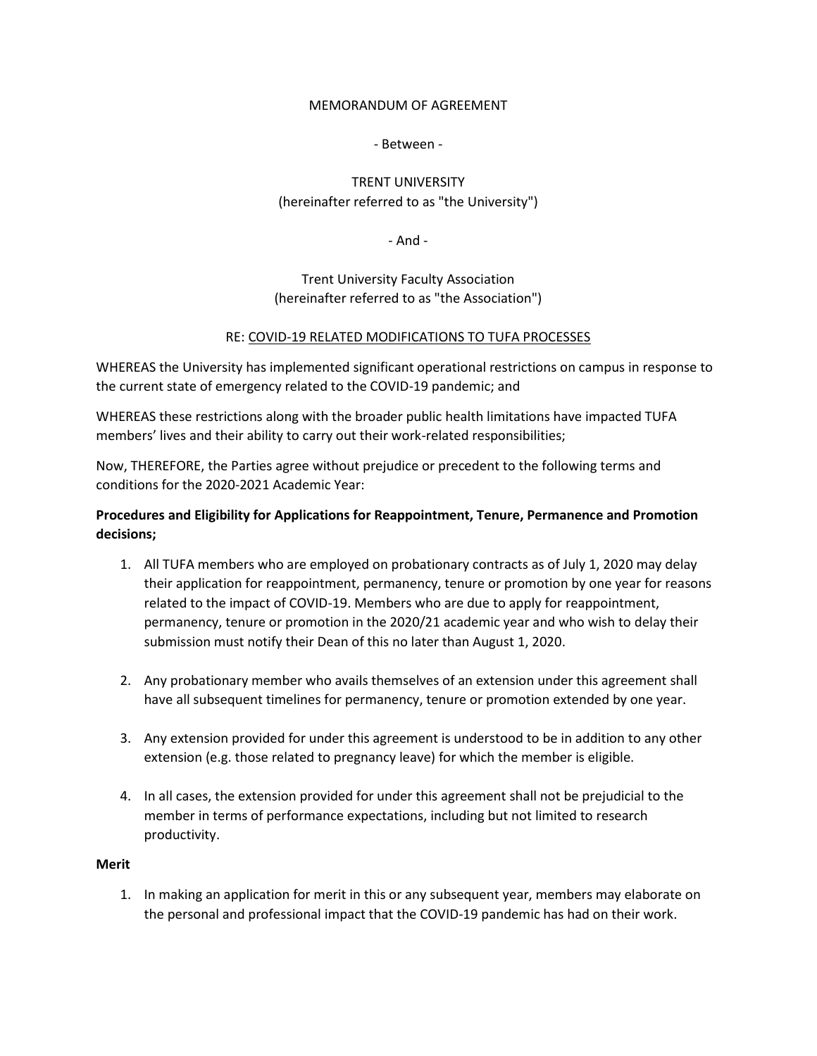MEMORANDUM OF AGREEMENT

- Between -

TRENT UNIVERSITY
(hereinafter referred to as "the University")

- And -

Trent University Faculty Association
(hereinafter referred to as "the Association")

RE: <u>COVID-19 RELATED MODIFICATIONS TO TUFA PROCESSES</u>

WHEREAS the University has implemented significant operational restrictions on campus in response to the current state of emergency related to the COVID-19 pandemic; and

WHEREAS these restrictions along with the broader public health limitations have impacted TUFA members' lives and their ability to carry out their work-related responsibilities;

Now, THEREFORE, the Parties agree without prejudice or precedent to the following terms and conditions for the 2020-2021 Academic Year:

**Procedures and Eligibility for Applications for Reappointment, Tenure, Permanence and Promotion decisions;**

1. All TUFA members who are employed on probationary contracts as of July 1, 2020 may delay their application for reappointment, permanency, tenure or promotion by one year for reasons related to the impact of COVID-19. Members who are due to apply for reappointment, permanency, tenure or promotion in the 2020/21 academic year and who wish to delay their submission must notify their Dean of this no later than August 1, 2020.

2. Any probationary member who avails themselves of an extension under this agreement shall have all subsequent timelines for permanency, tenure or promotion extended by one year.

3. Any extension provided for under this agreement is understood to be in addition to any other extension (e.g. those related to pregnancy leave) for which the member is eligible.

4. In all cases, the extension provided for under this agreement shall not be prejudicial to the member in terms of performance expectations, including but not limited to research productivity.

**Merit**

1. In making an application for merit in this or any subsequent year, members may elaborate on the personal and professional impact that the COVID-19 pandemic has had on their work.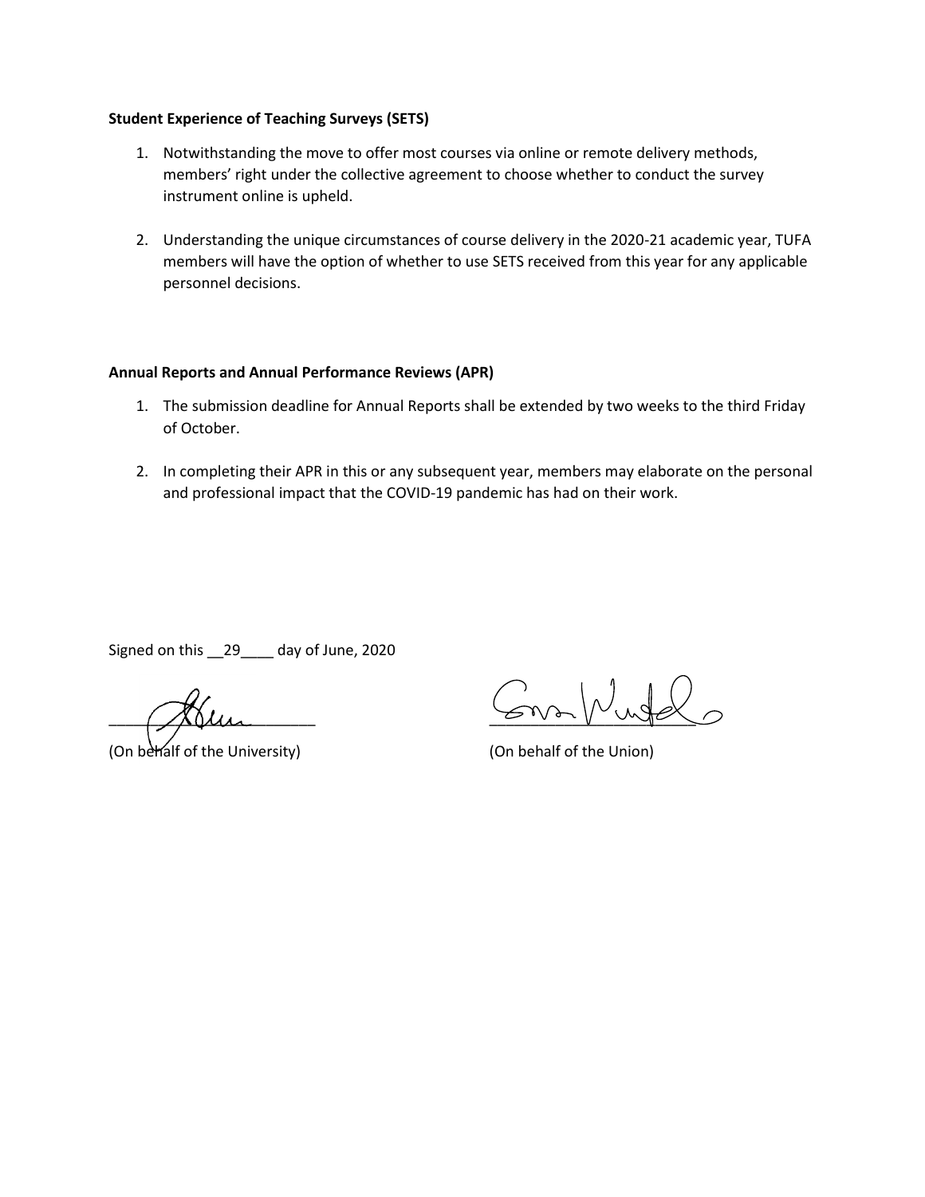**Student Experience of Teaching Surveys (SETS)**

1. Notwithstanding the move to offer most courses via online or remote delivery methods, members' right under the collective agreement to choose whether to conduct the survey instrument online is upheld.

2. Understanding the unique circumstances of course delivery in the 2020-21 academic year, TUFA members will have the option of whether to use SETS received from this year for any applicable personnel decisions.

**Annual Reports and Annual Performance Reviews (APR)**

1. The submission deadline for Annual Reports shall be extended by two weeks to the third Friday of October.

2. In completing their APR in this or any subsequent year, members may elaborate on the personal and professional impact that the COVID-19 pandemic has had on their work.

Signed on this \_\_29\_\_\_\_ day of June, 2020

\_\_\_\_\_\_\_\_\_\_\_\_\_\_\_\_\_\_\_\_ \_\_\_\_\_\_\_\_\_\_\_\_\_\_\_\_\_\_\_\_

(On behalf of the University) (On behalf of the Union)